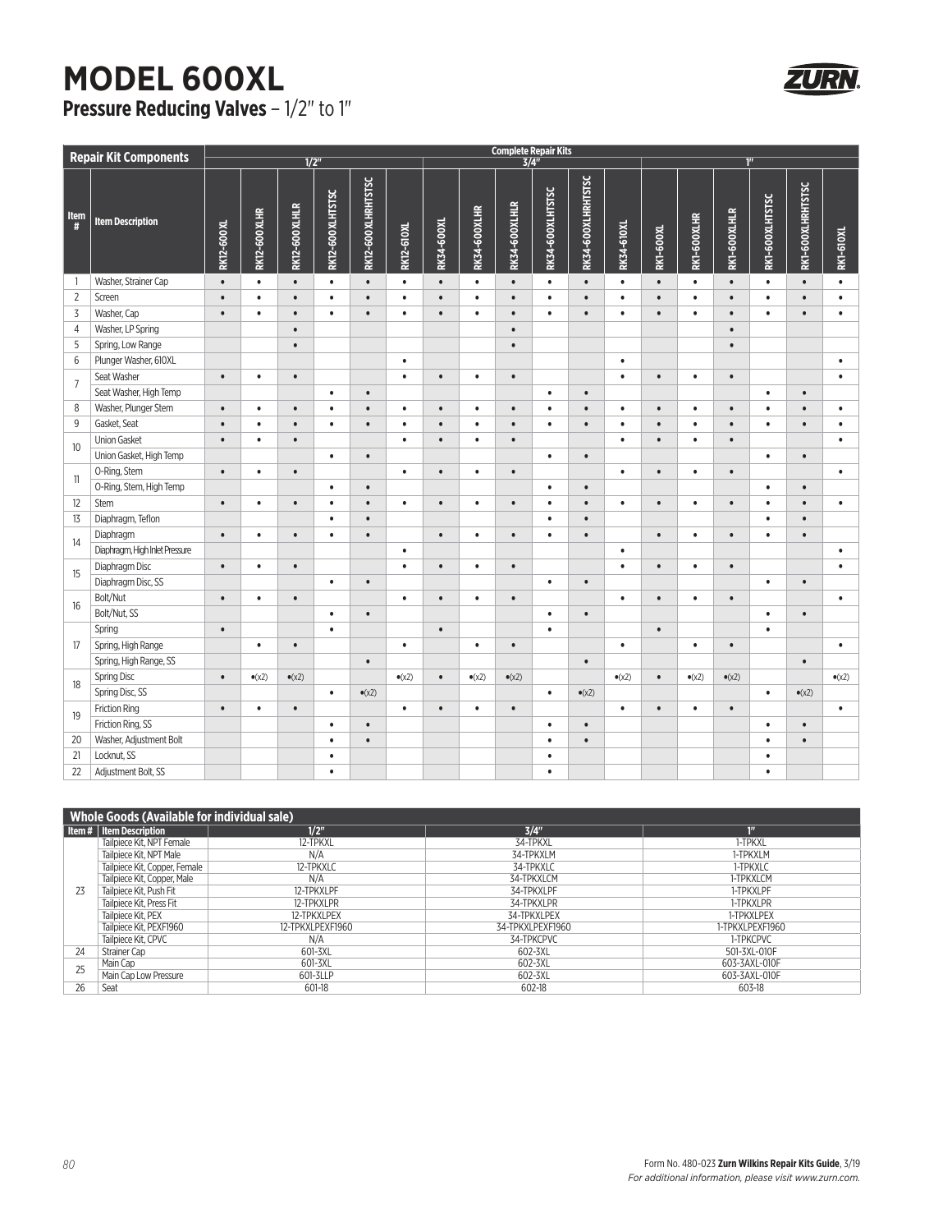| Repair Kit Components | | Complete Repair Kits | | | | | | | | | | | | | | | | | |
|---|---|---|---|---|---|---|---|---|---|---|---|---|---|---|---|---|---|---|---|
| | | 1/2" | | | | | | 3/4" | | | | | | 1" | | | | | |
| Item # | Item Description | RK12-600XL | RK12-600XLHR | RK12-600XLHLR | RK12-600XLHTSTSC | RK12-600XLHRHTSTSC | RK12-610XL | RK34-600XL | RK34-600XLHR | RK34-600XLHLR | RK34-600XLHTSTSC | RK34-600XLHRHTSTSC | RK34-610XL | RK1-600XL | RK1-600XLHR | RK1-600XLHLR | RK1-600XLHTSTSC | RK1-600XLHRHTSTSC | RK1-610XL |
| 1 | Washer, Strainer Cap | • | • | • | • | • | • | • | • | • | • | • | • | • | • | • | • | • | • |
| 2 | Screen | • | • | • | • | • | • | • | • | • | • | • | • | • | • | • | • | • | • |
| 3 | Washer, Cap | • | • | • | • | • | • | • | • | • | • | • | • | • | • | • | • | • | • |
| 4 | Washer, LP Spring | | | • | | | | | | • | | | | | | • | | | |
| 5 | Spring, Low Range | | | • | | | | | | • | | | | | | • | | | |
| 6 | Plunger Washer, 610XL | | | | | | • | | | | | | • | | | | | | • |
| 7 | Seat Washer | • | • | • | | | • | • | • | • | | | • | • | • | • | | | • |
| | Seat Washer, High Temp | | | | • | • | | | | | • | • | | | | | • | • | |
| 8 | Washer, Plunger Stem | • | • | • | • | • | • | • | • | • | • | • | • | • | • | • | • | • | • |
| 9 | Gasket, Seat | • | • | • | • | • | • | • | • | • | • | • | • | • | • | • | • | • | • |
| 10 | Union Gasket | • | • | • | | | • | • | • | • | | | • | • | • | • | | | • |
| | Union Gasket, High Temp | | | | • | • | | | | | • | • | | | | | • | • | |
| 11 | O-Ring, Stem | • | • | • | | | • | • | • | • | | | • | • | • | • | | | • |
| | O-Ring, Stem, High Temp | | | | • | • | | | | | • | • | | | | | • | • | |
| 12 | Stem | • | • | • | • | • | • | • | • | • | • | • | • | • | • | • | • | • | • |
| 13 | Diaphragm, Teflon | | | | • | • | | | | | • | • | | | | | • | • | |
| 14 | Diaphragm | • | • | • | • | • | | • | • | • | • | • | | • | • | • | • | • | |
| | Diaphragm, High Inlet Pressure | | | | | | • | | | | | | • | | | | | | • |
| 15 | Diaphragm Disc | • | • | • | | | • | • | • | • | | | • | • | • | • | | | • |
| | Diaphragm Disc, SS | | | | • | • | | | | | • | • | | | | | • | • | |
| 16 | Bolt/Nut | • | • | • | | | • | • | • | • | | | • | • | • | • | | | • |
| | Bolt/Nut, SS | | | | • | • | | | | | • | • | | | | | • | • | |
| 17 | Spring | • | | | • | | | • | | | • | | | • | | | • | | |
| | Spring, High Range | | • | • | | | • | | • | • | | | • | | • | • | | | • |
| | Spring, High Range, SS | | | | | • | | | | | | • | | | | | | • | |
| 18 | Spring Disc | • | •(x2) | •(x2) | | | •(x2) | • | •(x2) | •(x2) | | | •(x2) | • | •(x2) | •(x2) | | | •(x2) |
| | Spring Disc, SS | | | | • | •(x2) | | | | | • | •(x2) | | | | | • | •(x2) | |
| 19 | Friction Ring | • | • | • | | | • | • | • | • | | | • | • | • | • | | | • |
| | Friction Ring, SS | | | | • | • | | | | | • | • | | | | | • | • | |
| 20 | Washer, Adjustment Bolt | | | | • | • | | | | | • | • | | | | | • | • | |
| 21 | Locknut, SS | | | | • | | | | | | • | | | | | | • | | |
| 22 | Adjustment Bolt, SS | | | | • | | | | | | • | | | | | | • | | |

| Whole Goods (Available for individual sale) | | | | |
|---|---|---|---|---|
| Item # | Item Description | 1/2" | 3/4" | 1" |
| 23 | Tailpiece Kit, NPT Female | 12-TPKXL | 34-TPKXL | 1-TPKXL |
| | Tailpiece Kit, NPT Male | N/A | 34-TPKXLM | 1-TPKXLM |
| | Tailpiece Kit, Copper, Female | 12-TPKXLC | 34-TPKXLC | 1-TPKXLC |
| | Tailpiece Kit, Copper, Male | N/A | 34-TPKXLCM | 1-TPKXLCM |
| | Tailpiece Kit, Push Fit | 12-TPKXLPF | 34-TPKXLPF | 1-TPKXLPF |
| | Tailpiece Kit, Press Fit | 12-TPKXLPR | 34-TPKXLPR | 1-TPKXLPR |
| | Tailpiece Kit, PEX | 12-TPKXLPEX | 34-TPKXLPEX | 1-TPKXLPEX |
| | Tailpiece Kit, PEXF1960 | 12-TPKXLPEXF1960 | 34-TPKXLPEXF1960 | 1-TPKXLPEXF1960 |
| | Tailpiece Kit, CPVC | N/A | 34-TPKCPVC | 1-TPKCPVC |
| 24 | Strainer Cap | 601-3XL | 602-3XL | 501-3XL-010F |
| 25 | Main Cap | 601-3XL | 602-3XL | 603-3AXL-010F |
| | Main Cap Low Pressure | 601-3LLP | 602-3XL | 603-3AXL-010F |
| 26 | Seat | 601-18 | 602-18 | 603-18 |

Form No. 480-023 **Zurn Wilkins Repair Kits Guide**, 3/19

*For additional information, please visit www.zurn.com.*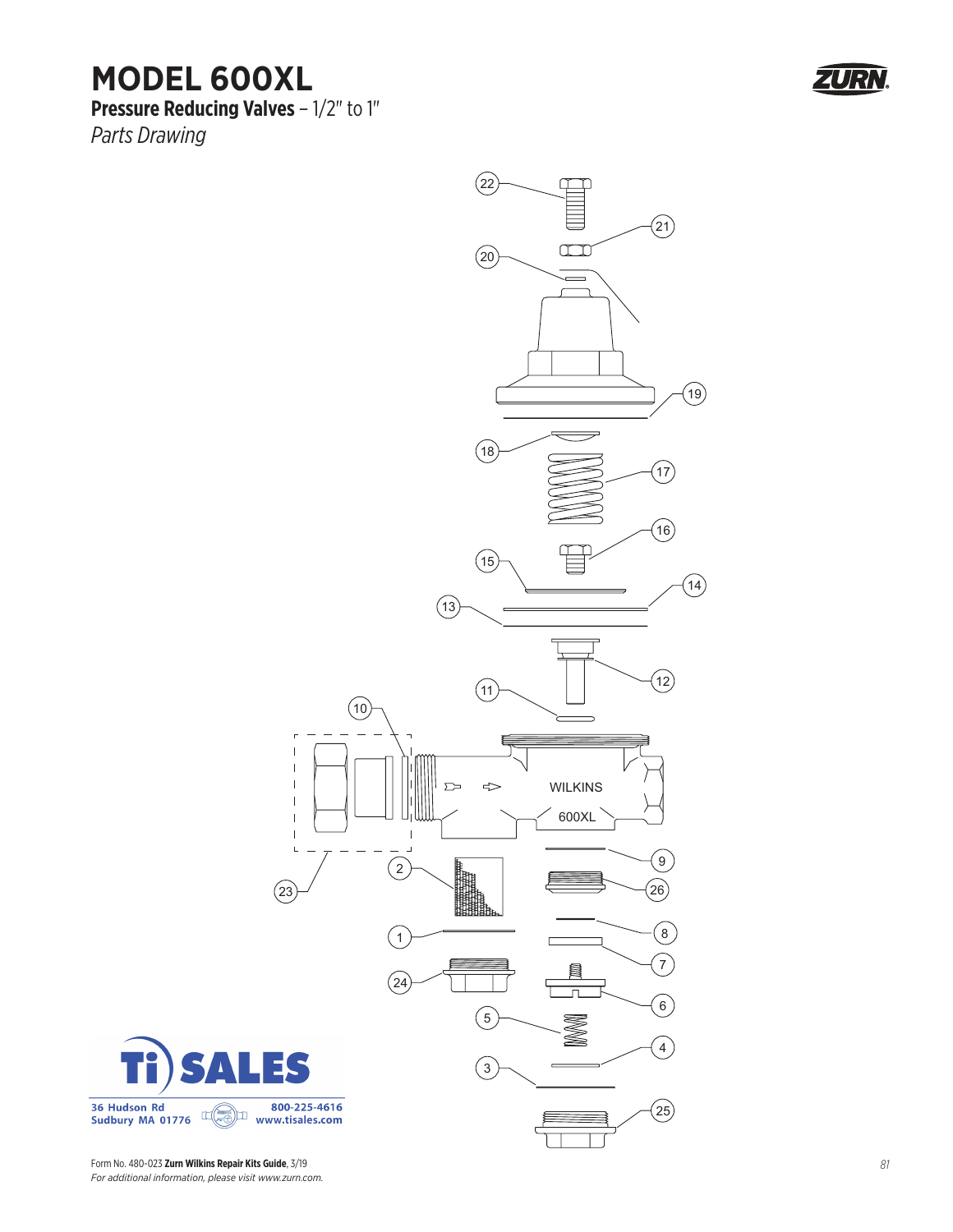# MODEL 600XL

**Pressure Reducing Valves** – 1/2" to 1"

*Parts Drawing*

22
21
20
19
18
17
16
15
14
13
12
11
10
WILKINS
600XL
9
26
2
23
1
8
7
24
6
5
4
3
25

36 Hudson Rd
Sudbury MA 01776
800-225-4616
www.tisales.com

Form No. 480-023 **Zurn Wilkins Repair Kits Guide**, 3/19
*For additional information, please visit www.zurn.com.*